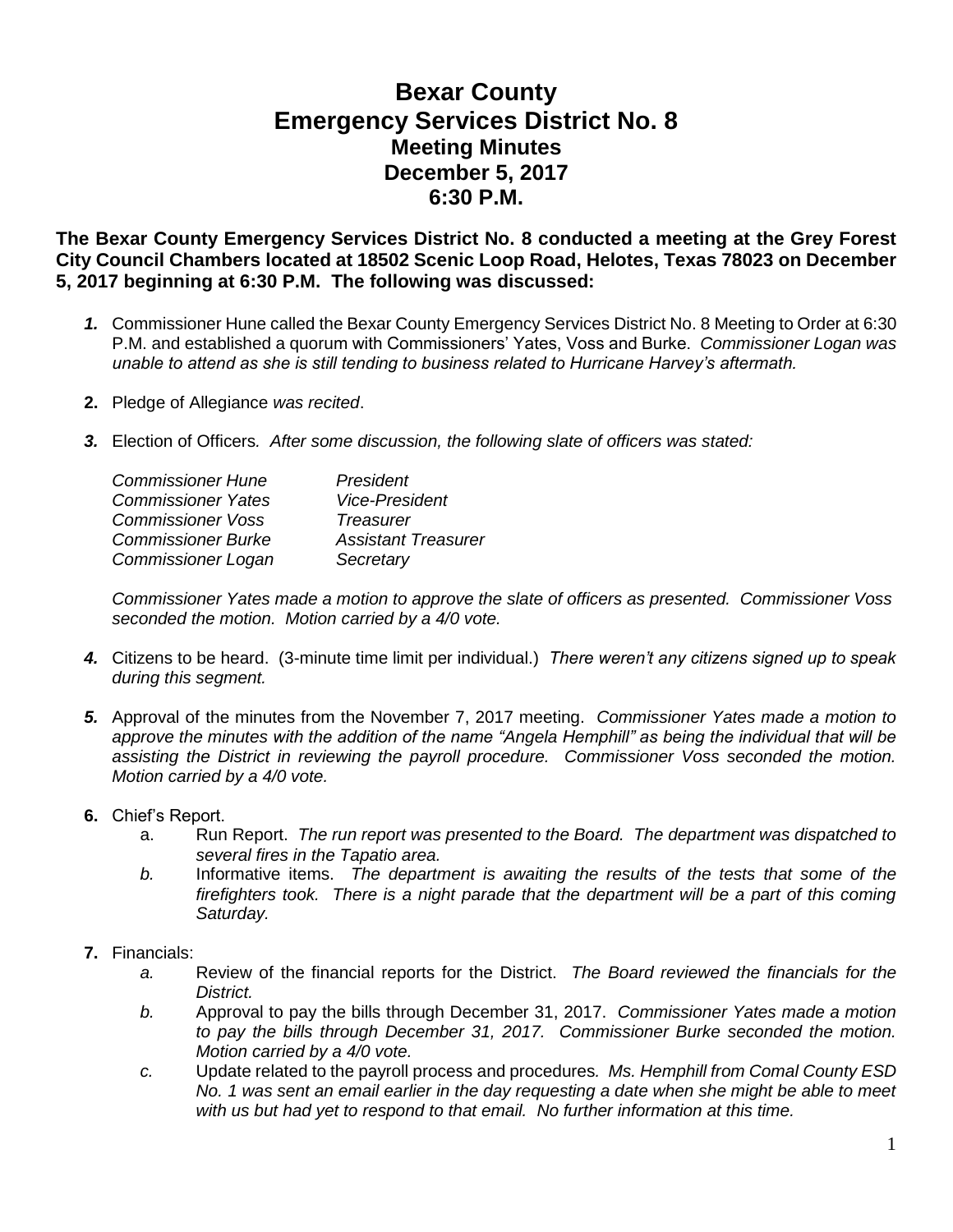# Bexar County
# Emergency Services District No. 8
## Meeting Minutes
## December 5, 2017
## 6:30 P.M.

**The Bexar County Emergency Services District No. 8 conducted a meeting at the Grey Forest City Council Chambers located at 18502 Scenic Loop Road, Helotes, Texas 78023 on December 5, 2017 beginning at 6:30 P.M. The following was discussed:**

1. Commissioner Hune called the Bexar County Emergency Services District No. 8 Meeting to Order at 6:30 P.M. and established a quorum with Commissioners' Yates, Voss and Burke. *Commissioner Logan was unable to attend as she is still tending to business related to Hurricane Harvey's aftermath.*

2. Pledge of Allegiance *was recited*.

3. Election of Officers*. After some discussion, the following slate of officers was stated:*

   | | |
   |---|---|
   | *Commissioner Hune* | *President* |
   | *Commissioner Yates* | *Vice-President* |
   | *Commissioner Voss* | *Treasurer* |
   | *Commissioner Burke* | *Assistant Treasurer* |
   | *Commissioner Logan* | *Secretary* |

   *Commissioner Yates made a motion to approve the slate of officers as presented. Commissioner Voss seconded the motion. Motion carried by a 4/0 vote.*

4. Citizens to be heard. (3-minute time limit per individual.) *There weren't any citizens signed up to speak during this segment.*

5. Approval of the minutes from the November 7, 2017 meeting. *Commissioner Yates made a motion to approve the minutes with the addition of the name "Angela Hemphill" as being the individual that will be assisting the District in reviewing the payroll procedure. Commissioner Voss seconded the motion. Motion carried by a 4/0 vote.*

6. Chief's Report.
   a. Run Report. *The run report was presented to the Board. The department was dispatched to several fires in the Tapatio area.*
   *b.* Informative items. *The department is awaiting the results of the tests that some of the firefighters took. There is a night parade that the department will be a part of this coming Saturday.*

7. Financials:
   *a.* Review of the financial reports for the District. *The Board reviewed the financials for the District.*
   *b.* Approval to pay the bills through December 31, 2017. *Commissioner Yates made a motion to pay the bills through December 31, 2017. Commissioner Burke seconded the motion. Motion carried by a 4/0 vote.*
   *c.* Update related to the payroll process and procedures*. Ms. Hemphill from Comal County ESD No. 1 was sent an email earlier in the day requesting a date when she might be able to meet with us but had yet to respond to that email. No further information at this time.*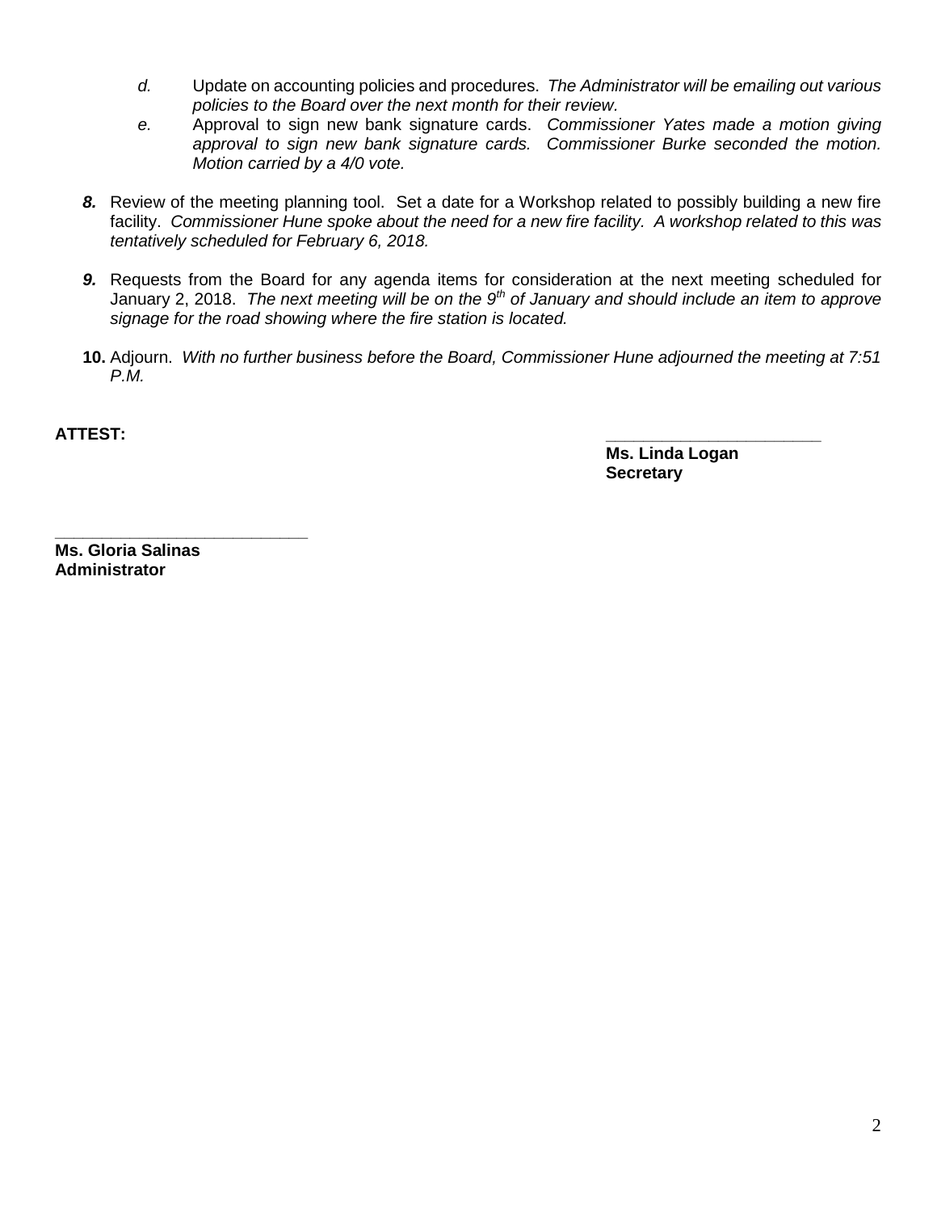- *d.* Update on accounting policies and procedures. *The Administrator will be emailing out various policies to the Board over the next month for their review.*
- *e.* Approval to sign new bank signature cards. *Commissioner Yates made a motion giving approval to sign new bank signature cards. Commissioner Burke seconded the motion. Motion carried by a 4/0 vote.*

***8.*** Review of the meeting planning tool. Set a date for a Workshop related to possibly building a new fire facility. *Commissioner Hune spoke about the need for a new fire facility. A workshop related to this was tentatively scheduled for February 6, 2018.*

***9.*** Requests from the Board for any agenda items for consideration at the next meeting scheduled for January 2, 2018. *The next meeting will be on the 9th of January and should include an item to approve signage for the road showing where the fire station is located.*

**10.** Adjourn. *With no further business before the Board, Commissioner Hune adjourned the meeting at 7:51 P.M.*

**ATTEST:**

\_\_\_\_\_\_\_\_\_\_\_\_\_\_\_\_\_\_\_\_\_\_\_
**Ms. Linda Logan**
**Secretary**

\_\_\_\_\_\_\_\_\_\_\_\_\_\_\_\_\_\_\_\_\_\_\_\_\_\_\_
**Ms. Gloria Salinas**
**Administrator**